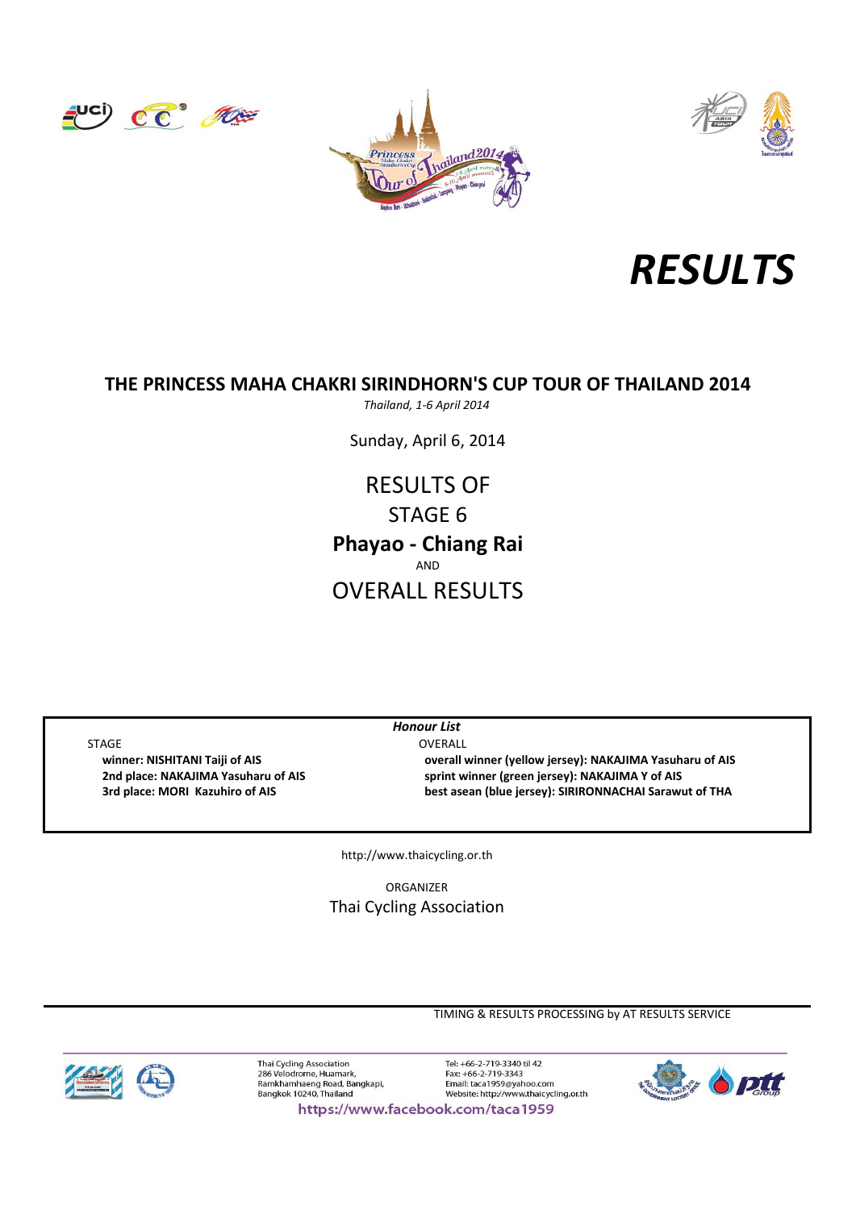# RESULTS

## THE PRINCESS MAHA CHAKRI SIRINDHORN'S CUP TOUR OF THAILAND 2014

*Thailand, 1-6 April 2014*

Sunday, April 6, 2014

RESULTS OF

STAGE 6

**Phayao - Chiang Rai**

AND

OVERALL RESULTS

***Honour List***

STAGE

- **winner: NISHITANI Taiji of AIS**
- **2nd place: NAKAJIMA Yasuharu of AIS**
- **3rd place: MORI Kazuhiro of AIS**

OVERALL

- **overall winner (yellow jersey): NAKAJIMA Yasuharu of AIS**
- **sprint winner (green jersey): NAKAJIMA Y of AIS**
- **best asean (blue jersey): SIRIRONNACHAI Sarawut of THA**

http://www.thaicycling.or.th

ORGANIZER

Thai Cycling Association

TIMING & RESULTS PROCESSING by AT RESULTS SERVICE

Thai Cycling Association
286 Velodrome, Huamark,
Ramkhamhaeng Road, Bangkapi,
Bangkok 10240, Thailand

Tel: +66-2-719-3340 til 42
Fax: +66-2-719-3343
Email: taca1959@yahoo.com
Website: http://www.thaicycling.or.th

https://www.facebook.com/taca1959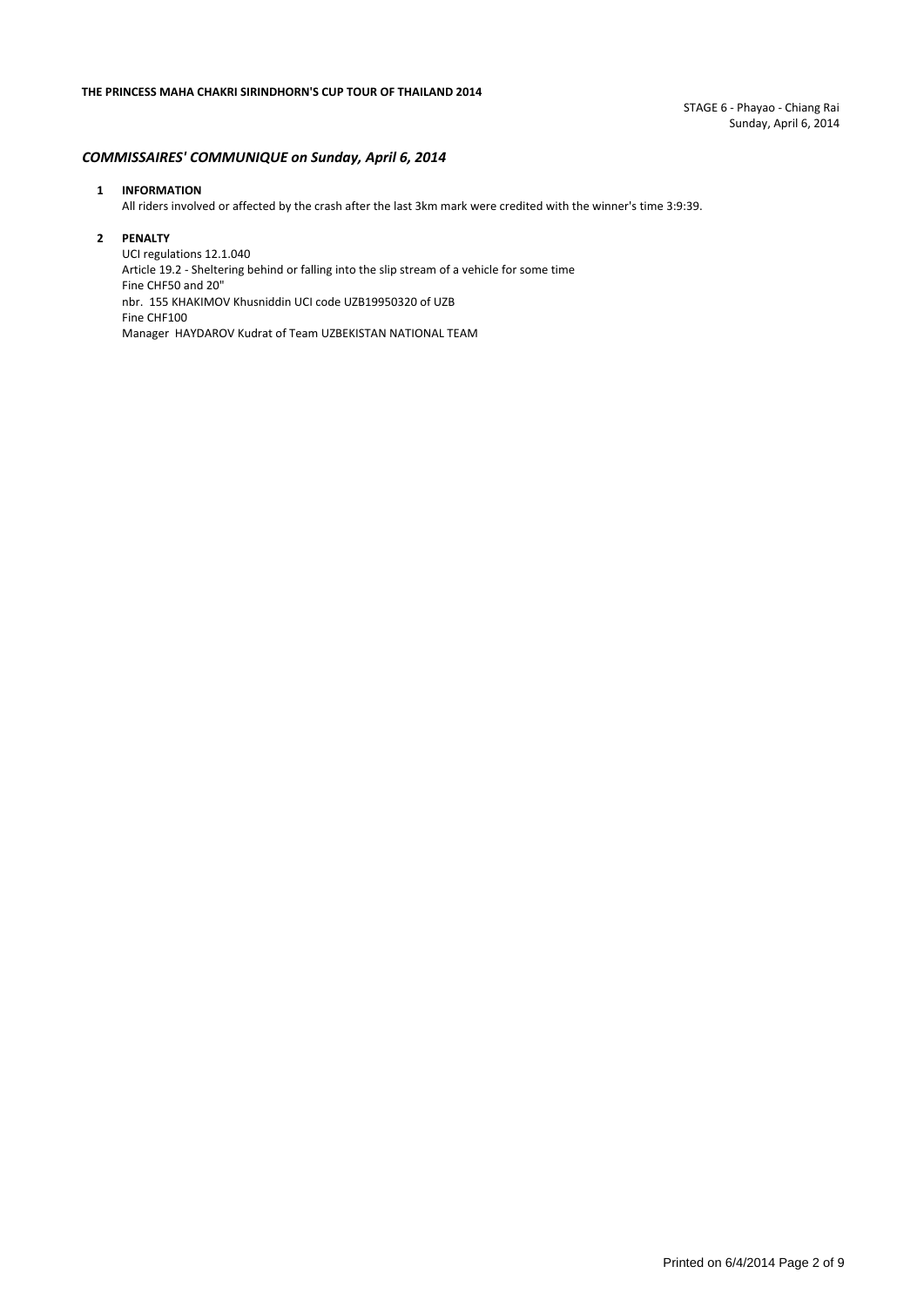**THE PRINCESS MAHA CHAKRI SIRINDHORN'S CUP TOUR OF THAILAND 2014**

STAGE 6 - Phayao - Chiang Rai
Sunday, April 6, 2014

## *COMMISSAIRES' COMMUNIQUE on Sunday, April 6, 2014*

**1 INFORMATION**

All riders involved or affected by the crash after the last 3km mark were credited with the winner's time 3:9:39.

**2 PENALTY**

UCI regulations 12.1.040
Article 19.2 - Sheltering behind or falling into the slip stream of a vehicle for some time
Fine CHF50 and 20"
nbr. 155 KHAKIMOV Khusniddin UCI code UZB19950320 of UZB
Fine CHF100
Manager HAYDAROV Kudrat of Team UZBEKISTAN NATIONAL TEAM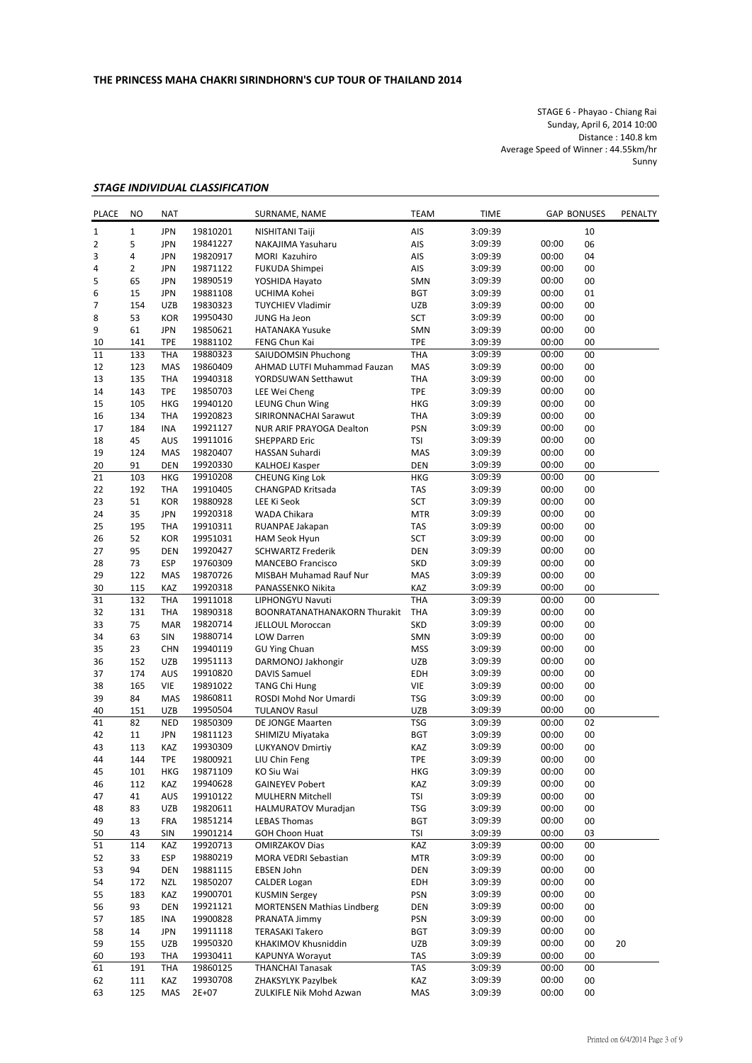**THE PRINCESS MAHA CHAKRI SIRINDHORN'S CUP TOUR OF THAILAND 2014**

STAGE 6 - Phayao - Chiang Rai
Sunday, April 6, 2014 10:00
Distance : 140.8 km
Average Speed of Winner : 44.55km/hr
Sunny

***STAGE INDIVIDUAL CLASSIFICATION***

| PLACE | NO | NAT | | SURNAME, NAME | TEAM | TIME | GAP | BONUSES | PENALTY |
|---|---|---|---|---|---|---|---|---|---|
| 1 | 1 | JPN | 19810201 | NISHITANI Taiji | AIS | 3:09:39 | | 10 | |
| 2 | 5 | JPN | 19841227 | NAKAJIMA Yasuharu | AIS | 3:09:39 | 00:00 | 06 | |
| 3 | 4 | JPN | 19820917 | MORI Kazuhiro | AIS | 3:09:39 | 00:00 | 04 | |
| 4 | 2 | JPN | 19871122 | FUKUDA Shimpei | AIS | 3:09:39 | 00:00 | 00 | |
| 5 | 65 | JPN | 19890519 | YOSHIDA Hayato | SMN | 3:09:39 | 00:00 | 00 | |
| 6 | 15 | JPN | 19881108 | UCHIMA Kohei | BGT | 3:09:39 | 00:00 | 01 | |
| 7 | 154 | UZB | 19830323 | TUYCHIEV Vladimir | UZB | 3:09:39 | 00:00 | 00 | |
| 8 | 53 | KOR | 19950430 | JUNG Ha Jeon | SCT | 3:09:39 | 00:00 | 00 | |
| 9 | 61 | JPN | 19850621 | HATANAKA Yusuke | SMN | 3:09:39 | 00:00 | 00 | |
| 10 | 141 | TPE | 19881102 | FENG Chun Kai | TPE | 3:09:39 | 00:00 | 00 | |
| 11 | 133 | THA | 19880323 | SAIUDOMSIN Phuchong | THA | 3:09:39 | 00:00 | 00 | |
| 12 | 123 | MAS | 19860409 | AHMAD LUTFI Muhammad Fauzan | MAS | 3:09:39 | 00:00 | 00 | |
| 13 | 135 | THA | 19940318 | YORDSUWAN Setthawut | THA | 3:09:39 | 00:00 | 00 | |
| 14 | 143 | TPE | 19850703 | LEE Wei Cheng | TPE | 3:09:39 | 00:00 | 00 | |
| 15 | 105 | HKG | 19940120 | LEUNG Chun Wing | HKG | 3:09:39 | 00:00 | 00 | |
| 16 | 134 | THA | 19920823 | SIRIRONNACHAI Sarawut | THA | 3:09:39 | 00:00 | 00 | |
| 17 | 184 | INA | 19921127 | NUR ARIF PRAYOGA Dealton | PSN | 3:09:39 | 00:00 | 00 | |
| 18 | 45 | AUS | 19911016 | SHEPPARD Eric | TSI | 3:09:39 | 00:00 | 00 | |
| 19 | 124 | MAS | 19820407 | HASSAN Suhardi | MAS | 3:09:39 | 00:00 | 00 | |
| 20 | 91 | DEN | 19920330 | KALHOEJ Kasper | DEN | 3:09:39 | 00:00 | 00 | |
| 21 | 103 | HKG | 19910208 | CHEUNG King Lok | HKG | 3:09:39 | 00:00 | 00 | |
| 22 | 192 | THA | 19910405 | CHANGPAD Kritsada | TAS | 3:09:39 | 00:00 | 00 | |
| 23 | 51 | KOR | 19880928 | LEE Ki Seok | SCT | 3:09:39 | 00:00 | 00 | |
| 24 | 35 | JPN | 19920318 | WADA Chikara | MTR | 3:09:39 | 00:00 | 00 | |
| 25 | 195 | THA | 19910311 | RUANPAE Jakapan | TAS | 3:09:39 | 00:00 | 00 | |
| 26 | 52 | KOR | 19951031 | HAM Seok Hyun | SCT | 3:09:39 | 00:00 | 00 | |
| 27 | 95 | DEN | 19920427 | SCHWARTZ Frederik | DEN | 3:09:39 | 00:00 | 00 | |
| 28 | 73 | ESP | 19760309 | MANCEBO Francisco | SKD | 3:09:39 | 00:00 | 00 | |
| 29 | 122 | MAS | 19870726 | MISBAH Muhamad Rauf Nur | MAS | 3:09:39 | 00:00 | 00 | |
| 30 | 115 | KAZ | 19920318 | PANASSENKO Nikita | KAZ | 3:09:39 | 00:00 | 00 | |
| 31 | 132 | THA | 19911018 | LIPHONGYU Navuti | THA | 3:09:39 | 00:00 | 00 | |
| 32 | 131 | THA | 19890318 | BOONRATANATHANAKORN Thurakit | THA | 3:09:39 | 00:00 | 00 | |
| 33 | 75 | MAR | 19820714 | JELLOUL Moroccan | SKD | 3:09:39 | 00:00 | 00 | |
| 34 | 63 | SIN | 19880714 | LOW Darren | SMN | 3:09:39 | 00:00 | 00 | |
| 35 | 23 | CHN | 19940119 | GU Ying Chuan | MSS | 3:09:39 | 00:00 | 00 | |
| 36 | 152 | UZB | 19951113 | DARMONOJ Jakhongir | UZB | 3:09:39 | 00:00 | 00 | |
| 37 | 174 | AUS | 19910820 | DAVIS Samuel | EDH | 3:09:39 | 00:00 | 00 | |
| 38 | 165 | VIE | 19891022 | TANG Chi Hung | VIE | 3:09:39 | 00:00 | 00 | |
| 39 | 84 | MAS | 19860811 | ROSDI Mohd Nor Umardi | TSG | 3:09:39 | 00:00 | 00 | |
| 40 | 151 | UZB | 19950504 | TULANOV Rasul | UZB | 3:09:39 | 00:00 | 00 | |
| 41 | 82 | NED | 19850309 | DE JONGE Maarten | TSG | 3:09:39 | 00:00 | 02 | |
| 42 | 11 | JPN | 19811123 | SHIMIZU Miyataka | BGT | 3:09:39 | 00:00 | 00 | |
| 43 | 113 | KAZ | 19930309 | LUKYANOV Dmirtiy | KAZ | 3:09:39 | 00:00 | 00 | |
| 44 | 144 | TPE | 19800921 | LIU Chin Feng | TPE | 3:09:39 | 00:00 | 00 | |
| 45 | 101 | HKG | 19871109 | KO Siu Wai | HKG | 3:09:39 | 00:00 | 00 | |
| 46 | 112 | KAZ | 19940628 | GAINEYEV Pobert | KAZ | 3:09:39 | 00:00 | 00 | |
| 47 | 41 | AUS | 19910122 | MULHERN Mitchell | TSI | 3:09:39 | 00:00 | 00 | |
| 48 | 83 | UZB | 19820611 | HALMURATOV Muradjan | TSG | 3:09:39 | 00:00 | 00 | |
| 49 | 13 | FRA | 19851214 | LEBAS Thomas | BGT | 3:09:39 | 00:00 | 00 | |
| 50 | 43 | SIN | 19901214 | GOH Choon Huat | TSI | 3:09:39 | 00:00 | 03 | |
| 51 | 114 | KAZ | 19920713 | OMIRZAKOV Dias | KAZ | 3:09:39 | 00:00 | 00 | |
| 52 | 33 | ESP | 19880219 | MORA VEDRI Sebastian | MTR | 3:09:39 | 00:00 | 00 | |
| 53 | 94 | DEN | 19881115 | EBSEN John | DEN | 3:09:39 | 00:00 | 00 | |
| 54 | 172 | NZL | 19850207 | CALDER Logan | EDH | 3:09:39 | 00:00 | 00 | |
| 55 | 183 | KAZ | 19900701 | KUSMIN Sergey | PSN | 3:09:39 | 00:00 | 00 | |
| 56 | 93 | DEN | 19921121 | MORTENSEN Mathias Lindberg | DEN | 3:09:39 | 00:00 | 00 | |
| 57 | 185 | INA | 19900828 | PRANATA Jimmy | PSN | 3:09:39 | 00:00 | 00 | |
| 58 | 14 | JPN | 19911118 | TERASAKI Takero | BGT | 3:09:39 | 00:00 | 00 | |
| 59 | 155 | UZB | 19950320 | KHAKIMOV Khusniddin | UZB | 3:09:39 | 00:00 | 00 | 20 |
| 60 | 193 | THA | 19930411 | KAPUNYA Worayut | TAS | 3:09:39 | 00:00 | 00 | |
| 61 | 191 | THA | 19860125 | THANCHAI Tanasak | TAS | 3:09:39 | 00:00 | 00 | |
| 62 | 111 | KAZ | 19930708 | ZHAKSYLYK Pazylbek | KAZ | 3:09:39 | 00:00 | 00 | |
| 63 | 125 | MAS | 2E+07 | ZULKIFLE Nik Mohd Azwan | MAS | 3:09:39 | 00:00 | 00 | |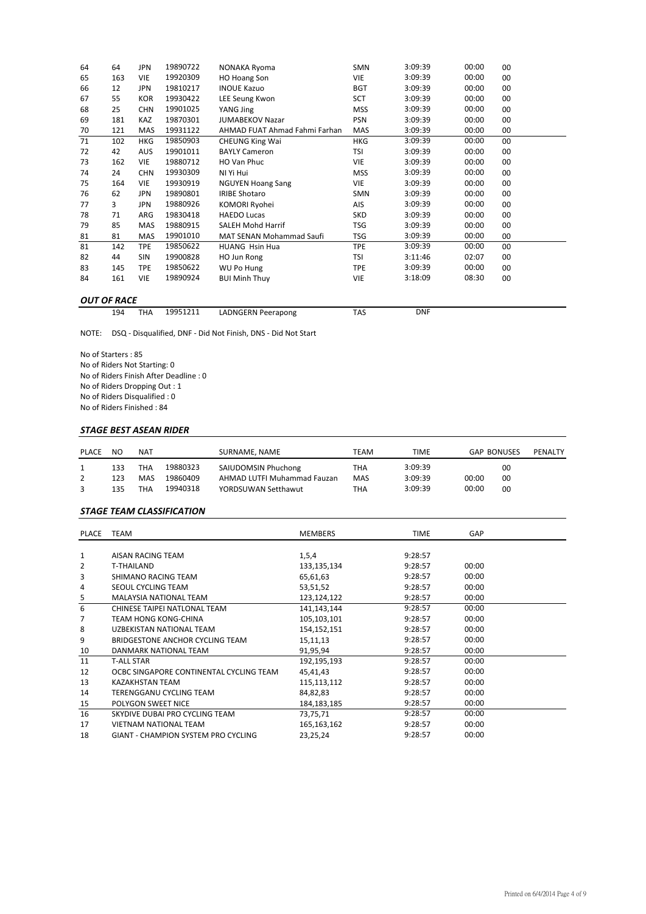| 64 | 64 | JPN | 19890722 | NONAKA Ryoma | SMN | 3:09:39 | 00:00 | 00 |
|---|---|---|---|---|---|---|---|---|
| 65 | 163 | VIE | 19920309 | HO Hoang Son | VIE | 3:09:39 | 00:00 | 00 |
| 66 | 12 | JPN | 19810217 | INOUE Kazuo | BGT | 3:09:39 | 00:00 | 00 |
| 67 | 55 | KOR | 19930422 | LEE Seung Kwon | SCT | 3:09:39 | 00:00 | 00 |
| 68 | 25 | CHN | 19901025 | YANG Jing | MSS | 3:09:39 | 00:00 | 00 |
| 69 | 181 | KAZ | 19870301 | JUMABEKOV Nazar | PSN | 3:09:39 | 00:00 | 00 |
| 70 | 121 | MAS | 19931122 | AHMAD FUAT Ahmad Fahmi Farhan | MAS | 3:09:39 | 00:00 | 00 |
| 71 | 102 | HKG | 19850903 | CHEUNG King Wai | HKG | 3:09:39 | 00:00 | 00 |
| 72 | 42 | AUS | 19901011 | BAYLY Cameron | TSI | 3:09:39 | 00:00 | 00 |
| 73 | 162 | VIE | 19880712 | HO Van Phuc | VIE | 3:09:39 | 00:00 | 00 |
| 74 | 24 | CHN | 19930309 | NI Yi Hui | MSS | 3:09:39 | 00:00 | 00 |
| 75 | 164 | VIE | 19930919 | NGUYEN Hoang Sang | VIE | 3:09:39 | 00:00 | 00 |
| 76 | 62 | JPN | 19890801 | IRIBE Shotaro | SMN | 3:09:39 | 00:00 | 00 |
| 77 | 3 | JPN | 19880926 | KOMORI Ryohei | AIS | 3:09:39 | 00:00 | 00 |
| 78 | 71 | ARG | 19830418 | HAEDO Lucas | SKD | 3:09:39 | 00:00 | 00 |
| 79 | 85 | MAS | 19880915 | SALEH Mohd Harrif | TSG | 3:09:39 | 00:00 | 00 |
| 81 | 81 | MAS | 19901010 | MAT SENAN Mohammad Saufi | TSG | 3:09:39 | 00:00 | 00 |
| 81 | 142 | TPE | 19850622 | HUANG Hsin Hua | TPE | 3:09:39 | 00:00 | 00 |
| 82 | 44 | SIN | 19900828 | HO Jun Rong | TSI | 3:11:46 | 02:07 | 00 |
| 83 | 145 | TPE | 19850622 | WU Po Hung | TPE | 3:09:39 | 00:00 | 00 |
| 84 | 161 | VIE | 19890924 | BUI Minh Thuy | VIE | 3:18:09 | 08:30 | 00 |

### *OUT OF RACE*

| | 194 | THA | 19951211 | LADNGERN Peerapong | TAS | DNF |
|---|---|---|---|---|---|---|

NOTE: DSQ - Disqualified, DNF - Did Not Finish, DNS - Did Not Start

No of Starters : 85
No of Riders Not Starting: 0
No of Riders Finish After Deadline : 0
No of Riders Dropping Out : 1
No of Riders Disqualified : 0
No of Riders Finished : 84

### *STAGE BEST ASEAN RIDER*

| PLACE | NO | NAT | | SURNAME, NAME | TEAM | TIME | GAP | BONUSES | PENALTY |
|---|---|---|---|---|---|---|---|---|---|
| 1 | 133 | THA | 19880323 | SAIUDOMSIN Phuchong | THA | 3:09:39 | | 00 | |
| 2 | 123 | MAS | 19860409 | AHMAD LUTFI Muhammad Fauzan | MAS | 3:09:39 | 00:00 | 00 | |
| 3 | 135 | THA | 19940318 | YORDSUWAN Setthawut | THA | 3:09:39 | 00:00 | 00 | |

### *STAGE TEAM CLASSIFICATION*

| PLACE | TEAM | MEMBERS | TIME | GAP |
|---|---|---|---|---|
| 1 | AISAN RACING TEAM | 1,5,4 | 9:28:57 | |
| 2 | T-THAILAND | 133,135,134 | 9:28:57 | 00:00 |
| 3 | SHIMANO RACING TEAM | 65,61,63 | 9:28:57 | 00:00 |
| 4 | SEOUL CYCLING TEAM | 53,51,52 | 9:28:57 | 00:00 |
| 5 | MALAYSIA NATIONAL TEAM | 123,124,122 | 9:28:57 | 00:00 |
| 6 | CHINESE TAIPEI NATLONAL TEAM | 141,143,144 | 9:28:57 | 00:00 |
| 7 | TEAM HONG KONG-CHINA | 105,103,101 | 9:28:57 | 00:00 |
| 8 | UZBEKISTAN NATIONAL TEAM | 154,152,151 | 9:28:57 | 00:00 |
| 9 | BRIDGESTONE ANCHOR CYCLING TEAM | 15,11,13 | 9:28:57 | 00:00 |
| 10 | DANMARK NATIONAL TEAM | 91,95,94 | 9:28:57 | 00:00 |
| 11 | T-ALL STAR | 192,195,193 | 9:28:57 | 00:00 |
| 12 | OCBC SINGAPORE CONTINENTAL CYCLING TEAM | 45,41,43 | 9:28:57 | 00:00 |
| 13 | KAZAKHSTAN TEAM | 115,113,112 | 9:28:57 | 00:00 |
| 14 | TERENGGANU CYCLING TEAM | 84,82,83 | 9:28:57 | 00:00 |
| 15 | POLYGON SWEET NICE | 184,183,185 | 9:28:57 | 00:00 |
| 16 | SKYDIVE DUBAI PRO CYCLING TEAM | 73,75,71 | 9:28:57 | 00:00 |
| 17 | VIETNAM NATIONAL TEAM | 165,163,162 | 9:28:57 | 00:00 |
| 18 | GIANT - CHAMPION SYSTEM PRO CYCLING | 23,25,24 | 9:28:57 | 00:00 |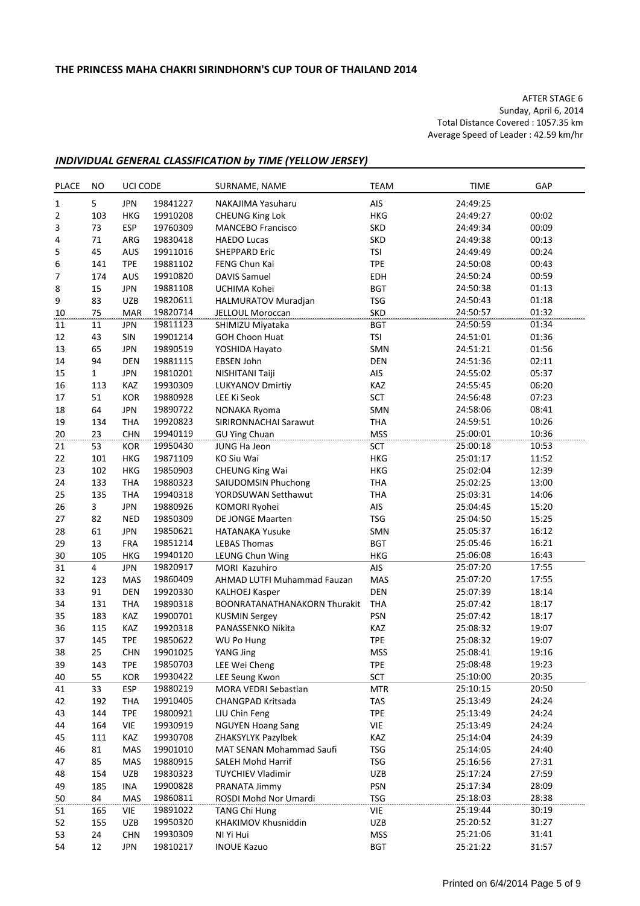**THE PRINCESS MAHA CHAKRI SIRINDHORN'S CUP TOUR OF THAILAND 2014**

AFTER STAGE 6
Sunday, April 6, 2014
Total Distance Covered : 1057.35 km
Average Speed of Leader : 42.59 km/hr

## *INDIVIDUAL GENERAL CLASSIFICATION by TIME (YELLOW JERSEY)*

| PLACE | NO | UCI CODE | | SURNAME, NAME | TEAM | TIME | GAP |
|---|---|---|---|---|---|---|---|
| 1 | 5 | JPN | 19841227 | NAKAJIMA Yasuharu | AIS | 24:49:25 | |
| 2 | 103 | HKG | 19910208 | CHEUNG King Lok | HKG | 24:49:27 | 00:02 |
| 3 | 73 | ESP | 19760309 | MANCEBO Francisco | SKD | 24:49:34 | 00:09 |
| 4 | 71 | ARG | 19830418 | HAEDO Lucas | SKD | 24:49:38 | 00:13 |
| 5 | 45 | AUS | 19911016 | SHEPPARD Eric | TSI | 24:49:49 | 00:24 |
| 6 | 141 | TPE | 19881102 | FENG Chun Kai | TPE | 24:50:08 | 00:43 |
| 7 | 174 | AUS | 19910820 | DAVIS Samuel | EDH | 24:50:24 | 00:59 |
| 8 | 15 | JPN | 19881108 | UCHIMA Kohei | BGT | 24:50:38 | 01:13 |
| 9 | 83 | UZB | 19820611 | HALMURATOV Muradjan | TSG | 24:50:43 | 01:18 |
| 10 | 75 | MAR | 19820714 | JELLOUL Moroccan | SKD | 24:50:57 | 01:32 |
| 11 | 11 | JPN | 19811123 | SHIMIZU Miyataka | BGT | 24:50:59 | 01:34 |
| 12 | 43 | SIN | 19901214 | GOH Choon Huat | TSI | 24:51:01 | 01:36 |
| 13 | 65 | JPN | 19890519 | YOSHIDA Hayato | SMN | 24:51:21 | 01:56 |
| 14 | 94 | DEN | 19881115 | EBSEN John | DEN | 24:51:36 | 02:11 |
| 15 | 1 | JPN | 19810201 | NISHITANI Taiji | AIS | 24:55:02 | 05:37 |
| 16 | 113 | KAZ | 19930309 | LUKYANOV Dmirtiy | KAZ | 24:55:45 | 06:20 |
| 17 | 51 | KOR | 19880928 | LEE Ki Seok | SCT | 24:56:48 | 07:23 |
| 18 | 64 | JPN | 19890722 | NONAKA Ryoma | SMN | 24:58:06 | 08:41 |
| 19 | 134 | THA | 19920823 | SIRIRONNACHAI Sarawut | THA | 24:59:51 | 10:26 |
| 20 | 23 | CHN | 19940119 | GU Ying Chuan | MSS | 25:00:01 | 10:36 |
| 21 | 53 | KOR | 19950430 | JUNG Ha Jeon | SCT | 25:00:18 | 10:53 |
| 22 | 101 | HKG | 19871109 | KO Siu Wai | HKG | 25:01:17 | 11:52 |
| 23 | 102 | HKG | 19850903 | CHEUNG King Wai | HKG | 25:02:04 | 12:39 |
| 24 | 133 | THA | 19880323 | SAIUDOMSIN Phuchong | THA | 25:02:25 | 13:00 |
| 25 | 135 | THA | 19940318 | YORDSUWAN Setthawut | THA | 25:03:31 | 14:06 |
| 26 | 3 | JPN | 19880926 | KOMORI Ryohei | AIS | 25:04:45 | 15:20 |
| 27 | 82 | NED | 19850309 | DE JONGE Maarten | TSG | 25:04:50 | 15:25 |
| 28 | 61 | JPN | 19850621 | HATANAKA Yusuke | SMN | 25:05:37 | 16:12 |
| 29 | 13 | FRA | 19851214 | LEBAS Thomas | BGT | 25:05:46 | 16:21 |
| 30 | 105 | HKG | 19940120 | LEUNG Chun Wing | HKG | 25:06:08 | 16:43 |
| 31 | 4 | JPN | 19820917 | MORI Kazuhiro | AIS | 25:07:20 | 17:55 |
| 32 | 123 | MAS | 19860409 | AHMAD LUTFI Muhammad Fauzan | MAS | 25:07:20 | 17:55 |
| 33 | 91 | DEN | 19920330 | KALHOEJ Kasper | DEN | 25:07:39 | 18:14 |
| 34 | 131 | THA | 19890318 | BOONRATANATHANAKORN Thurakit | THA | 25:07:42 | 18:17 |
| 35 | 183 | KAZ | 19900701 | KUSMIN Sergey | PSN | 25:07:42 | 18:17 |
| 36 | 115 | KAZ | 19920318 | PANASSENKO Nikita | KAZ | 25:08:32 | 19:07 |
| 37 | 145 | TPE | 19850622 | WU Po Hung | TPE | 25:08:32 | 19:07 |
| 38 | 25 | CHN | 19901025 | YANG Jing | MSS | 25:08:41 | 19:16 |
| 39 | 143 | TPE | 19850703 | LEE Wei Cheng | TPE | 25:08:48 | 19:23 |
| 40 | 55 | KOR | 19930422 | LEE Seung Kwon | SCT | 25:10:00 | 20:35 |
| 41 | 33 | ESP | 19880219 | MORA VEDRI Sebastian | MTR | 25:10:15 | 20:50 |
| 42 | 192 | THA | 19910405 | CHANGPAD Kritsada | TAS | 25:13:49 | 24:24 |
| 43 | 144 | TPE | 19800921 | LIU Chin Feng | TPE | 25:13:49 | 24:24 |
| 44 | 164 | VIE | 19930919 | NGUYEN Hoang Sang | VIE | 25:13:49 | 24:24 |
| 45 | 111 | KAZ | 19930708 | ZHAKSYLYK Pazylbek | KAZ | 25:14:04 | 24:39 |
| 46 | 81 | MAS | 19901010 | MAT SENAN Mohammad Saufi | TSG | 25:14:05 | 24:40 |
| 47 | 85 | MAS | 19880915 | SALEH Mohd Harrif | TSG | 25:16:56 | 27:31 |
| 48 | 154 | UZB | 19830323 | TUYCHIEV Vladimir | UZB | 25:17:24 | 27:59 |
| 49 | 185 | INA | 19900828 | PRANATA Jimmy | PSN | 25:17:34 | 28:09 |
| 50 | 84 | MAS | 19860811 | ROSDI Mohd Nor Umardi | TSG | 25:18:03 | 28:38 |
| 51 | 165 | VIE | 19891022 | TANG Chi Hung | VIE | 25:19:44 | 30:19 |
| 52 | 155 | UZB | 19950320 | KHAKIMOV Khusniddin | UZB | 25:20:52 | 31:27 |
| 53 | 24 | CHN | 19930309 | NI Yi Hui | MSS | 25:21:06 | 31:41 |
| 54 | 12 | JPN | 19810217 | INOUE Kazuo | BGT | 25:21:22 | 31:57 |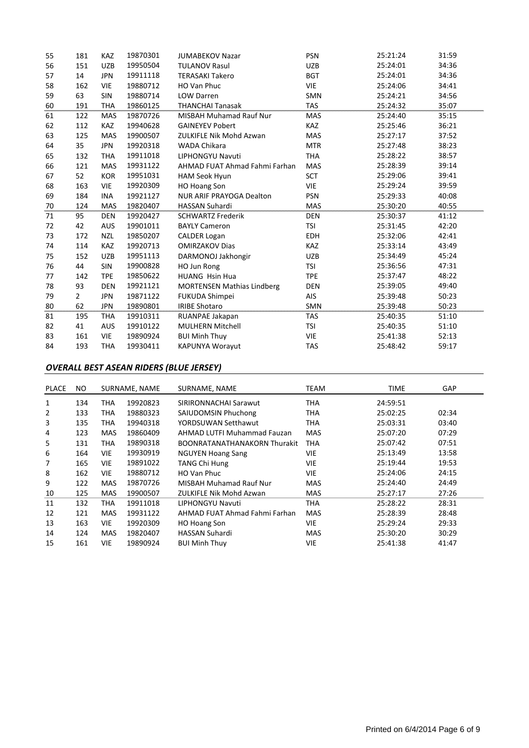| | | | | | | | |
|---|---|---|---|---|---|---|---|
| 55 | 181 | KAZ | 19870301 | JUMABEKOV Nazar | PSN | 25:21:24 | 31:59 |
| 56 | 151 | UZB | 19950504 | TULANOV Rasul | UZB | 25:24:01 | 34:36 |
| 57 | 14 | JPN | 19911118 | TERASAKI Takero | BGT | 25:24:01 | 34:36 |
| 58 | 162 | VIE | 19880712 | HO Van Phuc | VIE | 25:24:06 | 34:41 |
| 59 | 63 | SIN | 19880714 | LOW Darren | SMN | 25:24:21 | 34:56 |
| 60 | 191 | THA | 19860125 | THANCHAI Tanasak | TAS | 25:24:32 | 35:07 |
| 61 | 122 | MAS | 19870726 | MISBAH Muhamad Rauf Nur | MAS | 25:24:40 | 35:15 |
| 62 | 112 | KAZ | 19940628 | GAINEYEV Pobert | KAZ | 25:25:46 | 36:21 |
| 63 | 125 | MAS | 19900507 | ZULKIFLE Nik Mohd Azwan | MAS | 25:27:17 | 37:52 |
| 64 | 35 | JPN | 19920318 | WADA Chikara | MTR | 25:27:48 | 38:23 |
| 65 | 132 | THA | 19911018 | LIPHONGYU Navuti | THA | 25:28:22 | 38:57 |
| 66 | 121 | MAS | 19931122 | AHMAD FUAT Ahmad Fahmi Farhan | MAS | 25:28:39 | 39:14 |
| 67 | 52 | KOR | 19951031 | HAM Seok Hyun | SCT | 25:29:06 | 39:41 |
| 68 | 163 | VIE | 19920309 | HO Hoang Son | VIE | 25:29:24 | 39:59 |
| 69 | 184 | INA | 19921127 | NUR ARIF PRAYOGA Dealton | PSN | 25:29:33 | 40:08 |
| 70 | 124 | MAS | 19820407 | HASSAN Suhardi | MAS | 25:30:20 | 40:55 |
| 71 | 95 | DEN | 19920427 | SCHWARTZ Frederik | DEN | 25:30:37 | 41:12 |
| 72 | 42 | AUS | 19901011 | BAYLY Cameron | TSI | 25:31:45 | 42:20 |
| 73 | 172 | NZL | 19850207 | CALDER Logan | EDH | 25:32:06 | 42:41 |
| 74 | 114 | KAZ | 19920713 | OMIRZAKOV Dias | KAZ | 25:33:14 | 43:49 |
| 75 | 152 | UZB | 19951113 | DARMONOJ Jakhongir | UZB | 25:34:49 | 45:24 |
| 76 | 44 | SIN | 19900828 | HO Jun Rong | TSI | 25:36:56 | 47:31 |
| 77 | 142 | TPE | 19850622 | HUANG Hsin Hua | TPE | 25:37:47 | 48:22 |
| 78 | 93 | DEN | 19921121 | MORTENSEN Mathias Lindberg | DEN | 25:39:05 | 49:40 |
| 79 | 2 | JPN | 19871122 | FUKUDA Shimpei | AIS | 25:39:48 | 50:23 |
| 80 | 62 | JPN | 19890801 | IRIBE Shotaro | SMN | 25:39:48 | 50:23 |
| 81 | 195 | THA | 19910311 | RUANPAE Jakapan | TAS | 25:40:35 | 51:10 |
| 82 | 41 | AUS | 19910122 | MULHERN Mitchell | TSI | 25:40:35 | 51:10 |
| 83 | 161 | VIE | 19890924 | BUI Minh Thuy | VIE | 25:41:38 | 52:13 |
| 84 | 193 | THA | 19930411 | KAPUNYA Worayut | TAS | 25:48:42 | 59:17 |

## *OVERALL BEST ASEAN RIDERS (BLUE JERSEY)*

| PLACE | NO | SURNAME, NAME | | SURNAME, NAME | TEAM | TIME | GAP |
|---|---|---|---|---|---|---|---|
| 1 | 134 | THA | 19920823 | SIRIRONNACHAI Sarawut | THA | 24:59:51 | |
| 2 | 133 | THA | 19880323 | SAIUDOMSIN Phuchong | THA | 25:02:25 | 02:34 |
| 3 | 135 | THA | 19940318 | YORDSUWAN Setthawut | THA | 25:03:31 | 03:40 |
| 4 | 123 | MAS | 19860409 | AHMAD LUTFI Muhammad Fauzan | MAS | 25:07:20 | 07:29 |
| 5 | 131 | THA | 19890318 | BOONRATANATHANAKORN Thurakit | THA | 25:07:42 | 07:51 |
| 6 | 164 | VIE | 19930919 | NGUYEN Hoang Sang | VIE | 25:13:49 | 13:58 |
| 7 | 165 | VIE | 19891022 | TANG Chi Hung | VIE | 25:19:44 | 19:53 |
| 8 | 162 | VIE | 19880712 | HO Van Phuc | VIE | 25:24:06 | 24:15 |
| 9 | 122 | MAS | 19870726 | MISBAH Muhamad Rauf Nur | MAS | 25:24:40 | 24:49 |
| 10 | 125 | MAS | 19900507 | ZULKIFLE Nik Mohd Azwan | MAS | 25:27:17 | 27:26 |
| 11 | 132 | THA | 19911018 | LIPHONGYU Navuti | THA | 25:28:22 | 28:31 |
| 12 | 121 | MAS | 19931122 | AHMAD FUAT Ahmad Fahmi Farhan | MAS | 25:28:39 | 28:48 |
| 13 | 163 | VIE | 19920309 | HO Hoang Son | VIE | 25:29:24 | 29:33 |
| 14 | 124 | MAS | 19820407 | HASSAN Suhardi | MAS | 25:30:20 | 30:29 |
| 15 | 161 | VIE | 19890924 | BUI Minh Thuy | VIE | 25:41:38 | 41:47 |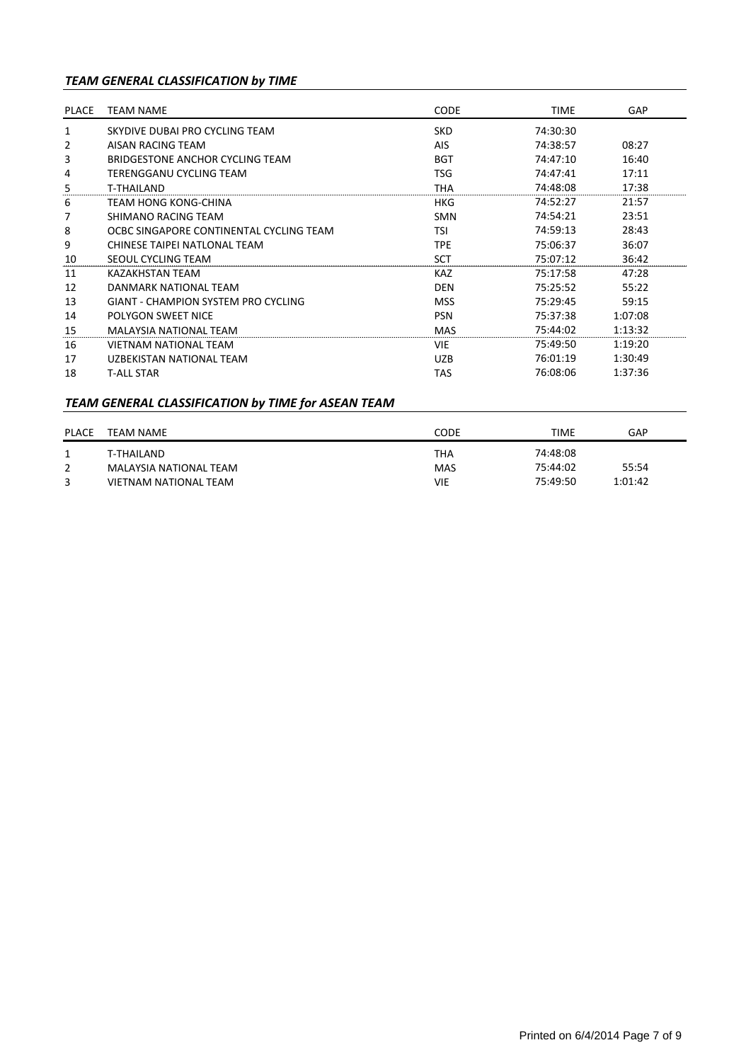### *TEAM GENERAL CLASSIFICATION by TIME*

| PLACE | TEAM NAME | CODE | TIME | GAP |
|---|---|---|---|---|
| 1 | SKYDIVE DUBAI PRO CYCLING TEAM | SKD | 74:30:30 | |
| 2 | AISAN RACING TEAM | AIS | 74:38:57 | 08:27 |
| 3 | BRIDGESTONE ANCHOR CYCLING TEAM | BGT | 74:47:10 | 16:40 |
| 4 | TERENGGANU CYCLING TEAM | TSG | 74:47:41 | 17:11 |
| 5 | T-THAILAND | THA | 74:48:08 | 17:38 |
| 6 | TEAM HONG KONG-CHINA | HKG | 74:52:27 | 21:57 |
| 7 | SHIMANO RACING TEAM | SMN | 74:54:21 | 23:51 |
| 8 | OCBC SINGAPORE CONTINENTAL CYCLING TEAM | TSI | 74:59:13 | 28:43 |
| 9 | CHINESE TAIPEI NATLONAL TEAM | TPE | 75:06:37 | 36:07 |
| 10 | SEOUL CYCLING TEAM | SCT | 75:07:12 | 36:42 |
| 11 | KAZAKHSTAN TEAM | KAZ | 75:17:58 | 47:28 |
| 12 | DANMARK NATIONAL TEAM | DEN | 75:25:52 | 55:22 |
| 13 | GIANT - CHAMPION SYSTEM PRO CYCLING | MSS | 75:29:45 | 59:15 |
| 14 | POLYGON SWEET NICE | PSN | 75:37:38 | 1:07:08 |
| 15 | MALAYSIA NATIONAL TEAM | MAS | 75:44:02 | 1:13:32 |
| 16 | VIETNAM NATIONAL TEAM | VIE | 75:49:50 | 1:19:20 |
| 17 | UZBEKISTAN NATIONAL TEAM | UZB | 76:01:19 | 1:30:49 |
| 18 | T-ALL STAR | TAS | 76:08:06 | 1:37:36 |

### *TEAM GENERAL CLASSIFICATION by TIME for ASEAN TEAM*

| PLACE | TEAM NAME | CODE | TIME | GAP |
|---|---|---|---|---|
| 1 | T-THAILAND | THA | 74:48:08 | |
| 2 | MALAYSIA NATIONAL TEAM | MAS | 75:44:02 | 55:54 |
| 3 | VIETNAM NATIONAL TEAM | VIE | 75:49:50 | 1:01:42 |

Printed on 6/4/2014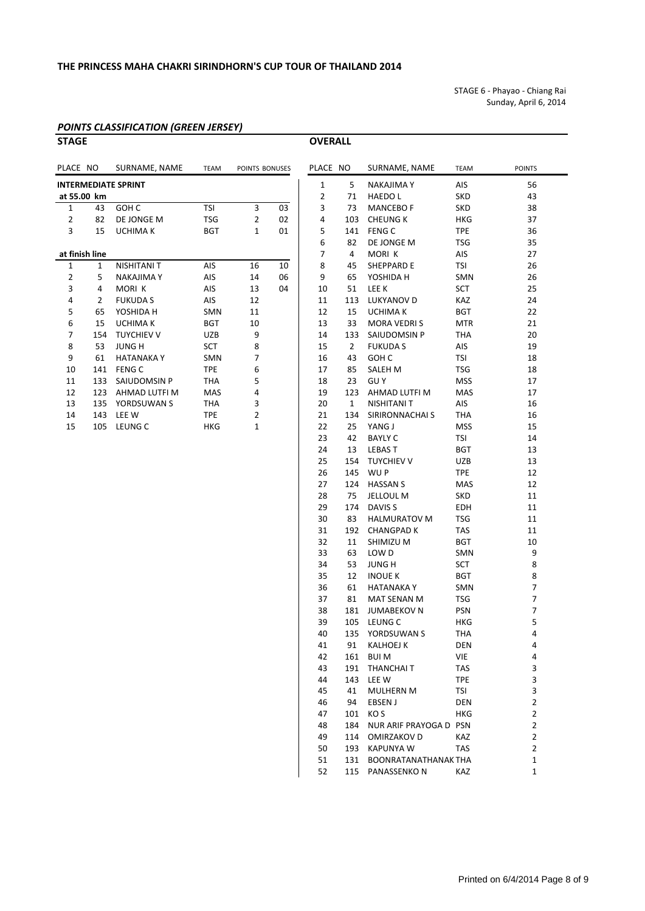**THE PRINCESS MAHA CHAKRI SIRINDHORN'S CUP TOUR OF THAILAND 2014**

STAGE 6 - Phayao - Chiang Rai
Sunday, April 6, 2014

## *POINTS CLASSIFICATION (GREEN JERSEY)*

### STAGE

| PLACE | NO | SURNAME, NAME | TEAM | POINTS | BONUSES |
|---|---|---|---|---|---|
| **INTERMEDIATE SPRINT** | | | | | |
| **at 55.00 km** | | | | | |
| 1 | 43 | GOH C | TSI | 3 | 03 |
| 2 | 82 | DE JONGE M | TSG | 2 | 02 |
| 3 | 15 | UCHIMA K | BGT | 1 | 01 |
| **at finish line** | | | | | |
| 1 | 1 | NISHITANI T | AIS | 16 | 10 |
| 2 | 5 | NAKAJIMA Y | AIS | 14 | 06 |
| 3 | 4 | MORI K | AIS | 13 | 04 |
| 4 | 2 | FUKUDA S | AIS | 12 | |
| 5 | 65 | YOSHIDA H | SMN | 11 | |
| 6 | 15 | UCHIMA K | BGT | 10 | |
| 7 | 154 | TUYCHIEV V | UZB | 9 | |
| 8 | 53 | JUNG H | SCT | 8 | |
| 9 | 61 | HATANAKA Y | SMN | 7 | |
| 10 | 141 | FENG C | TPE | 6 | |
| 11 | 133 | SAIUDOMSIN P | THA | 5 | |
| 12 | 123 | AHMAD LUTFI M | MAS | 4 | |
| 13 | 135 | YORDSUWAN S | THA | 3 | |
| 14 | 143 | LEE W | TPE | 2 | |
| 15 | 105 | LEUNG C | HKG | 1 | |

### OVERALL

| PLACE | NO | SURNAME, NAME | TEAM | POINTS |
|---|---|---|---|---|
| 1 | 5 | NAKAJIMA Y | AIS | 56 |
| 2 | 71 | HAEDO L | SKD | 43 |
| 3 | 73 | MANCEBO F | SKD | 38 |
| 4 | 103 | CHEUNG K | HKG | 37 |
| 5 | 141 | FENG C | TPE | 36 |
| 6 | 82 | DE JONGE M | TSG | 35 |
| 7 | 4 | MORI K | AIS | 27 |
| 8 | 45 | SHEPPARD E | TSI | 26 |
| 9 | 65 | YOSHIDA H | SMN | 26 |
| 10 | 51 | LEE K | SCT | 25 |
| 11 | 113 | LUKYANOV D | KAZ | 24 |
| 12 | 15 | UCHIMA K | BGT | 22 |
| 13 | 33 | MORA VEDRI S | MTR | 21 |
| 14 | 133 | SAIUDOMSIN P | THA | 20 |
| 15 | 2 | FUKUDA S | AIS | 19 |
| 16 | 43 | GOH C | TSI | 18 |
| 17 | 85 | SALEH M | TSG | 18 |
| 18 | 23 | GU Y | MSS | 17 |
| 19 | 123 | AHMAD LUTFI M | MAS | 17 |
| 20 | 1 | NISHITANI T | AIS | 16 |
| 21 | 134 | SIRIRONNACHAI S | THA | 16 |
| 22 | 25 | YANG J | MSS | 15 |
| 23 | 42 | BAYLY C | TSI | 14 |
| 24 | 13 | LEBAS T | BGT | 13 |
| 25 | 154 | TUYCHIEV V | UZB | 13 |
| 26 | 145 | WU P | TPE | 12 |
| 27 | 124 | HASSAN S | MAS | 12 |
| 28 | 75 | JELLOUL M | SKD | 11 |
| 29 | 174 | DAVIS S | EDH | 11 |
| 30 | 83 | HALMURATOV M | TSG | 11 |
| 31 | 192 | CHANGPAD K | TAS | 11 |
| 32 | 11 | SHIMIZU M | BGT | 10 |
| 33 | 63 | LOW D | SMN | 9 |
| 34 | 53 | JUNG H | SCT | 8 |
| 35 | 12 | INOUE K | BGT | 8 |
| 36 | 61 | HATANAKA Y | SMN | 7 |
| 37 | 81 | MAT SENAN M | TSG | 7 |
| 38 | 181 | JUMABEKOV N | PSN | 7 |
| 39 | 105 | LEUNG C | HKG | 5 |
| 40 | 135 | YORDSUWAN S | THA | 4 |
| 41 | 91 | KALHOEJ K | DEN | 4 |
| 42 | 161 | BUI M | VIE | 4 |
| 43 | 191 | THANCHAI T | TAS | 3 |
| 44 | 143 | LEE W | TPE | 3 |
| 45 | 41 | MULHERN M | TSI | 3 |
| 46 | 94 | EBSEN J | DEN | 2 |
| 47 | 101 | KO S | HKG | 2 |
| 48 | 184 | NUR ARIF PRAYOGA D | PSN | 2 |
| 49 | 114 | OMIRZAKOV D | KAZ | 2 |
| 50 | 193 | KAPUNYA W | TAS | 2 |
| 51 | 131 | BOONRATANATHANAK | THA | 1 |
| 52 | 115 | PANASSENKO N | KAZ | 1 |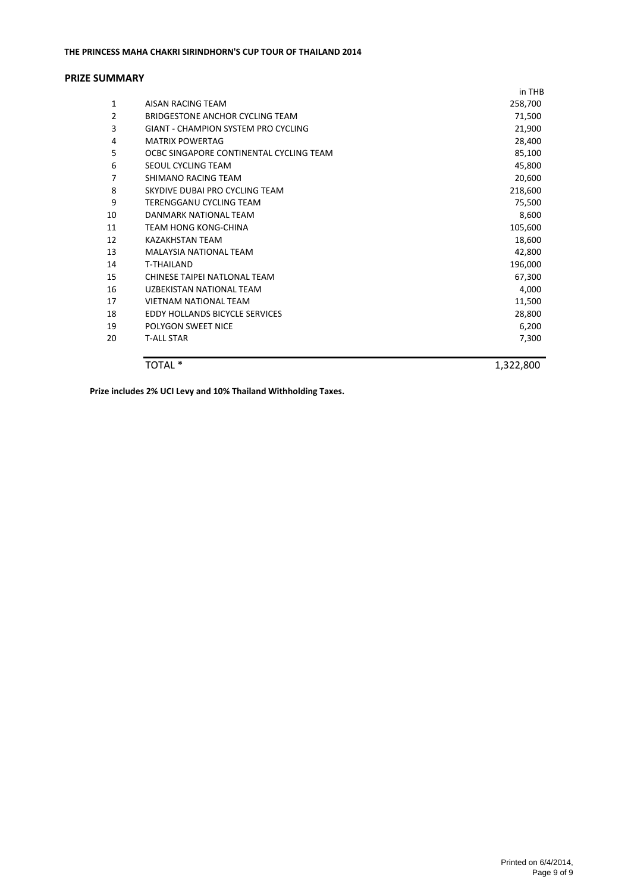**THE PRINCESS MAHA CHAKRI SIRINDHORN'S CUP TOUR OF THAILAND 2014**

## PRIZE SUMMARY

| | | in THB |
|---|---|---|
| 1 | AISAN RACING TEAM | 258,700 |
| 2 | BRIDGESTONE ANCHOR CYCLING TEAM | 71,500 |
| 3 | GIANT - CHAMPION SYSTEM PRO CYCLING | 21,900 |
| 4 | MATRIX POWERTAG | 28,400 |
| 5 | OCBC SINGAPORE CONTINENTAL CYCLING TEAM | 85,100 |
| 6 | SEOUL CYCLING TEAM | 45,800 |
| 7 | SHIMANO RACING TEAM | 20,600 |
| 8 | SKYDIVE DUBAI PRO CYCLING TEAM | 218,600 |
| 9 | TERENGGANU CYCLING TEAM | 75,500 |
| 10 | DANMARK NATIONAL TEAM | 8,600 |
| 11 | TEAM HONG KONG-CHINA | 105,600 |
| 12 | KAZAKHSTAN TEAM | 18,600 |
| 13 | MALAYSIA NATIONAL TEAM | 42,800 |
| 14 | T-THAILAND | 196,000 |
| 15 | CHINESE TAIPEI NATLONAL TEAM | 67,300 |
| 16 | UZBEKISTAN NATIONAL TEAM | 4,000 |
| 17 | VIETNAM NATIONAL TEAM | 11,500 |
| 18 | EDDY HOLLANDS BICYCLE SERVICES | 28,800 |
| 19 | POLYGON SWEET NICE | 6,200 |
| 20 | T-ALL STAR | 7,300 |
| | TOTAL * | 1,322,800 |

**Prize includes 2% UCI Levy and 10% Thailand Withholding Taxes.**

Printed on 6/4/2014,